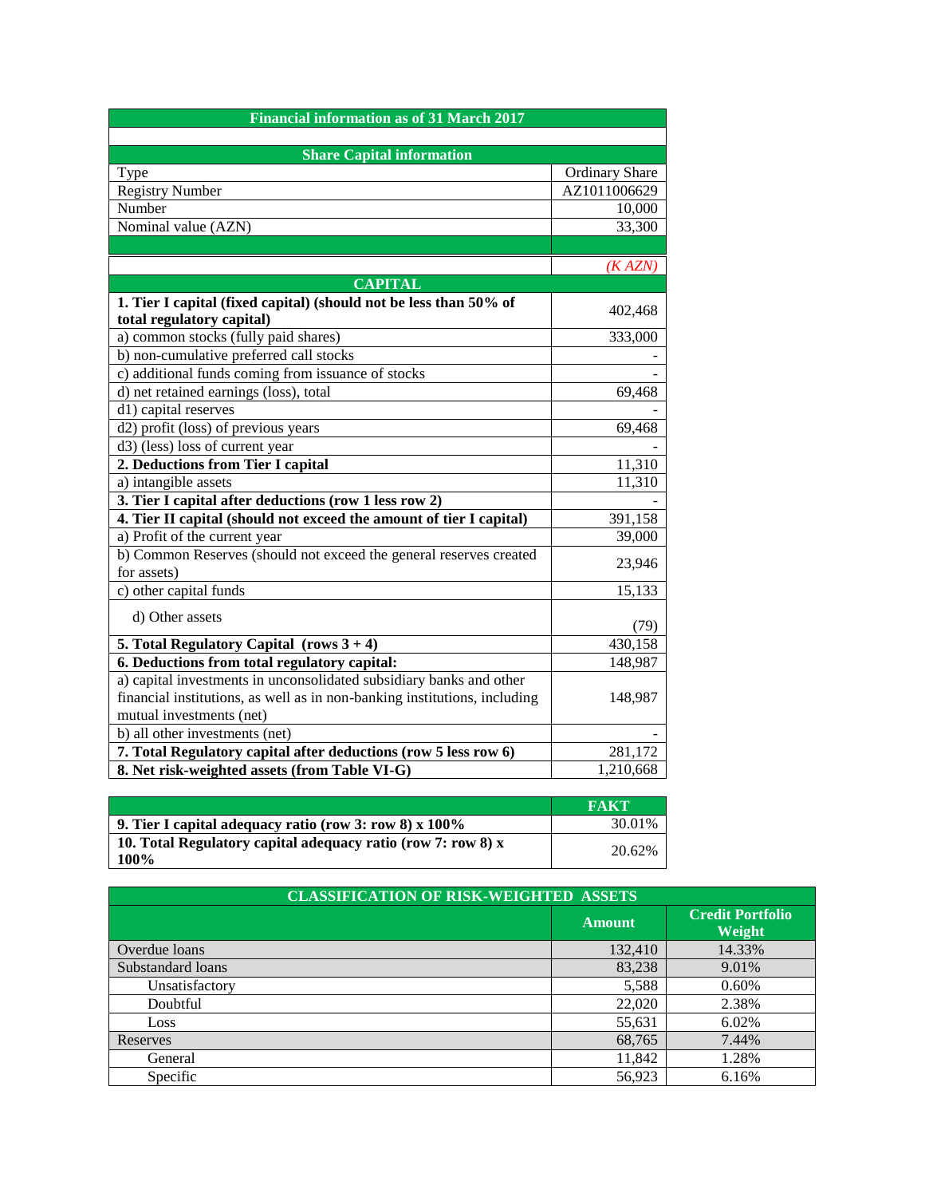| Financial information as of 31 March 2017 | |
|---|---|
| | |
| **Share Capital information** | |
| Type | Ordinary Share |
| Registry Number | AZ1011006629 |
| Number | 10,000 |
| Nominal value (AZN) | 33,300 |
| | |
| | *(K AZN)* |
| **CAPITAL** | |
| **1. Tier I capital (fixed capital) (should not be less than 50% of total regulatory capital)** | 402,468 |
| a) common stocks (fully paid shares) | 333,000 |
| b) non-cumulative preferred call stocks | - |
| c) additional funds coming from issuance of stocks | - |
| d) net retained earnings (loss), total | 69,468 |
| d1) capital reserves | - |
| d2) profit (loss) of previous years | 69,468 |
| d3) (less) loss of current year | - |
| **2. Deductions from Tier I capital** | 11,310 |
| a) intangible assets | 11,310 |
| **3. Tier I capital after deductions (row 1 less row 2)** | - |
| **4. Tier II capital (should not exceed the amount of tier I capital)** | 391,158 |
| a) Profit of the current year | 39,000 |
| b) Common Reserves (should not exceed the general reserves created for assets) | 23,946 |
| c) other capital funds | 15,133 |
| d) Other assets | (79) |
| **5. Total Regulatory Capital (rows 3 + 4)** | 430,158 |
| **6. Deductions from total regulatory capital:** | 148,987 |
| a) capital investments in unconsolidated subsidiary banks and other financial institutions, as well as in non-banking institutions, including mutual investments (net) | 148,987 |
| b) all other investments (net) | - |
| **7. Total Regulatory capital after deductions (row 5 less row 6)** | 281,172 |
| **8. Net risk-weighted assets (from Table VI-G)** | 1,210,668 |

| | FAKT |
|---|---|
| **9. Tier I capital adequacy ratio (row 3: row 8) x 100%** | 30.01% |
| **10. Total Regulatory capital adequacy ratio (row 7: row 8) x 100%** | 20.62% |

| CLASSIFICATION OF RISK-WEIGHTED ASSETS | | |
|---|---|---|
| | **Amount** | **Credit Portfolio Weight** |
| Overdue loans | 132,410 | 14.33% |
| Substandard loans | 83,238 | 9.01% |
| Unsatisfactory | 5,588 | 0.60% |
| Doubtful | 22,020 | 2.38% |
| Loss | 55,631 | 6.02% |
| Reserves | 68,765 | 7.44% |
| General | 11,842 | 1.28% |
| Specific | 56,923 | 6.16% |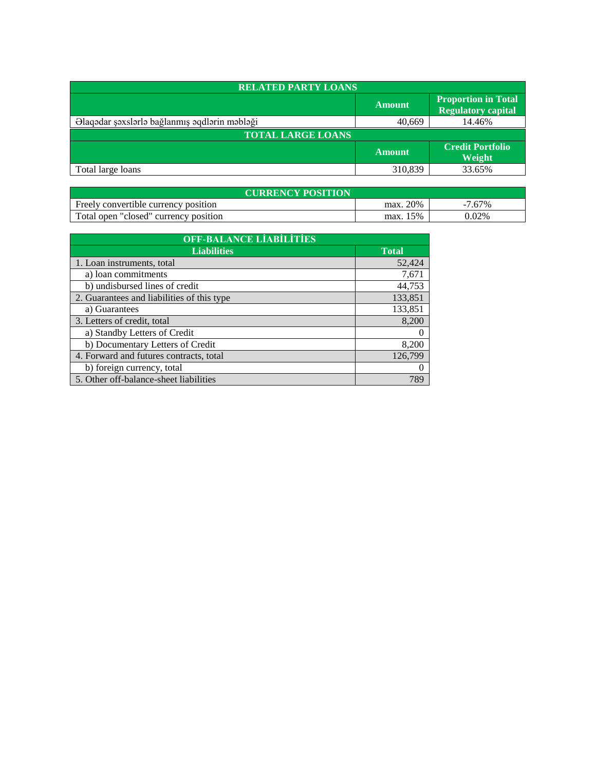| RELATED PARTY LOANS | | |
|---|---|---|
| | Amount | Proportion in Total Regulatory capital |
| Əlaqədar şəxslərlə bağlanmış əqdlərin məbləği | 40,669 | 14.46% |
| **TOTAL LARGE LOANS** | | |
| | Amount | Credit Portfolio Weight |
| Total large loans | 310,839 | 33.65% |

| CURRENCY POSITION | | |
|---|---|---|
| Freely convertible currency position | max. 20% | -7.67% |
| Total open "closed" currency position | max. 15% | 0.02% |

| OFF-BALANCE LİABİLİTİES | |
|---|---|
| **Liabilities** | **Total** |
| 1. Loan instruments, total | 52,424 |
| a) loan commitments | 7,671 |
| b) undisbursed lines of credit | 44,753 |
| 2. Guarantees and liabilities of this type | 133,851 |
| a) Guarantees | 133,851 |
| 3. Letters of credit, total | 8,200 |
| a) Standby Letters of Credit | 0 |
| b) Documentary Letters of Credit | 8,200 |
| 4. Forward and futures contracts, total | 126,799 |
| b) foreign currency, total | 0 |
| 5. Other off-balance-sheet liabilities | 789 |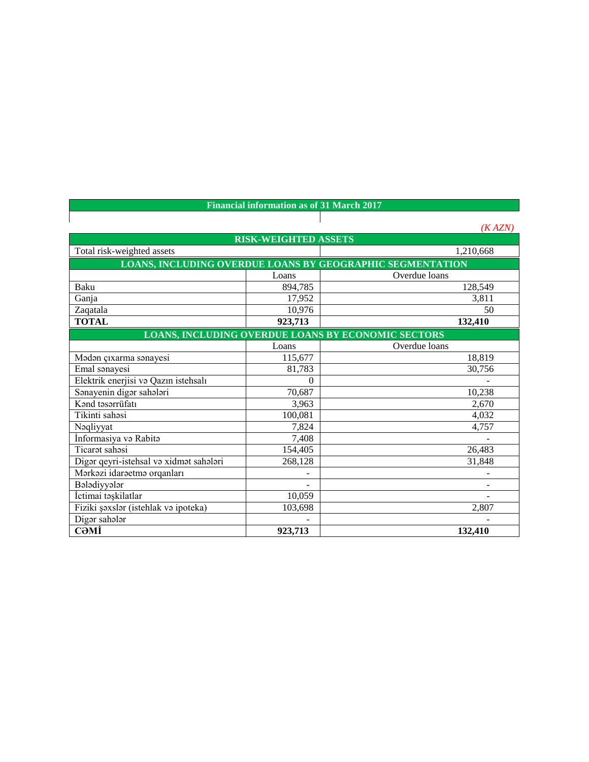## Financial information as of 31 March 2017

*(K AZN)*

| RISK-WEIGHTED ASSETS | |
|---|---|
| Total risk-weighted assets | 1,210,668 |

| LOANS, INCLUDING OVERDUE LOANS BY GEOGRAPHIC SEGMENTATION | | |
|---|---|---|
| | Loans | Overdue loans |
| Baku | 894,785 | 128,549 |
| Ganja | 17,952 | 3,811 |
| Zaqatala | 10,976 | 50 |
| **TOTAL** | **923,713** | **132,410** |

| LOANS, INCLUDING OVERDUE LOANS BY ECONOMIC SECTORS | | |
|---|---|---|
| | Loans | Overdue loans |
| Mədən çıxarma sənayesi | 115,677 | 18,819 |
| Emal sənayesi | 81,783 | 30,756 |
| Elektrik enerjisi və Qazın istehsalı | 0 | - |
| Sənayenin digər sahələri | 70,687 | 10,238 |
| Kənd təsərrüfatı | 3,963 | 2,670 |
| Tikinti sahəsi | 100,081 | 4,032 |
| Nəqliyyat | 7,824 | 4,757 |
| İnformasiya və Rabitə | 7,408 | - |
| Ticarət sahəsi | 154,405 | 26,483 |
| Digər qeyri-istehsal və xidmət sahələri | 268,128 | 31,848 |
| Mərkəzi idarəetmə orqanları | - | - |
| Bələdiyyələr | - | - |
| İctimai təşkilatlar | 10,059 | - |
| Fiziki şəxslər (istehlak və ipoteka) | 103,698 | 2,807 |
| Digər sahələr | - | - |
| **CƏMİ** | **923,713** | **132,410** |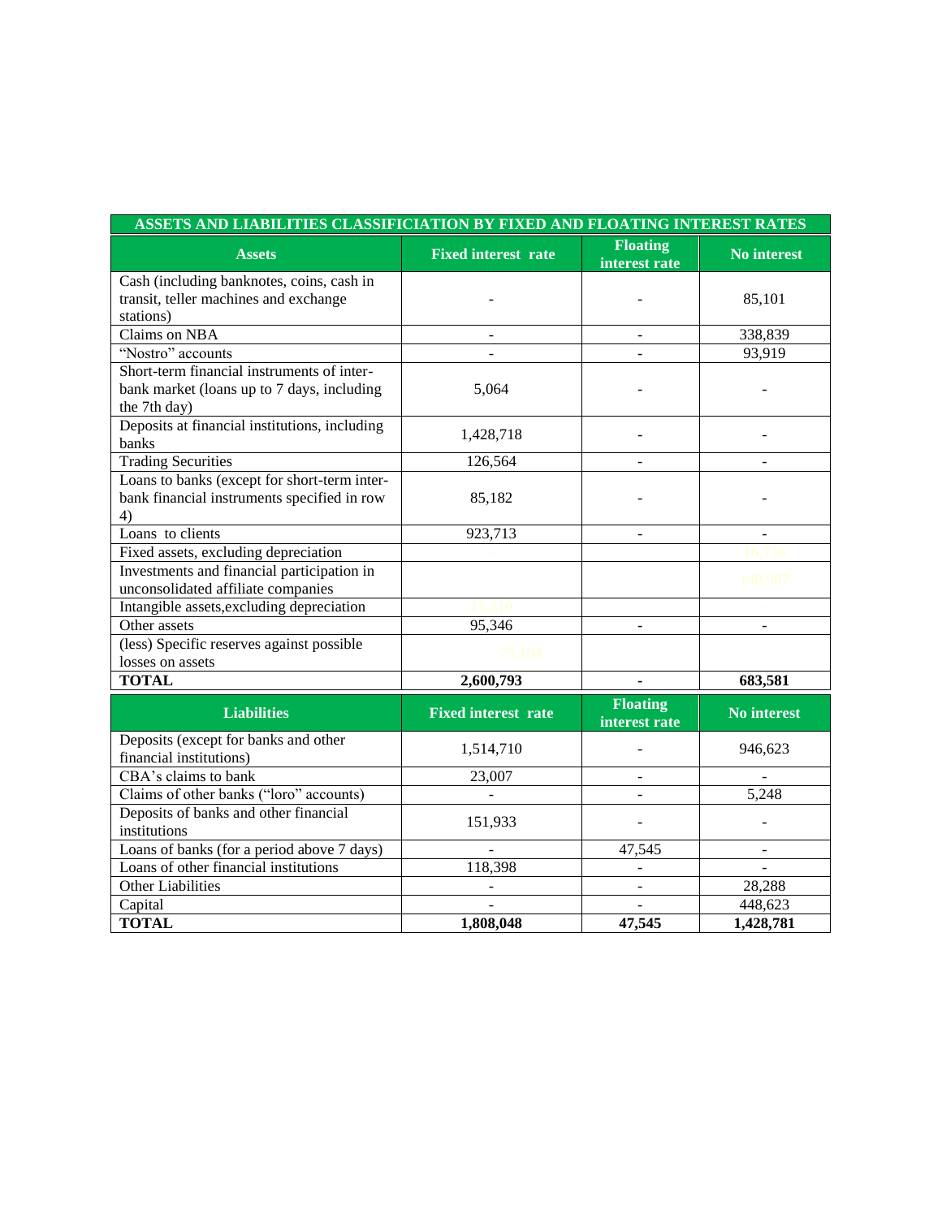| ASSETS AND LIABILITIES CLASSIFICIATION BY FIXED AND FLOATING INTEREST RATES | | | |
|---|---|---|---|
| **Assets** | **Fixed interest rate** | **Floating interest rate** | **No interest** |
| Cash (including banknotes, coins, cash in transit, teller machines and exchange stations) | - | - | 85,101 |
| Claims on NBA | - | - | 338,839 |
| "Nostro" accounts | - | - | 93,919 |
| Short-term financial instruments of inter-bank market (loans up to 7 days, including the 7th day) | 5,064 | - | - |
| Deposits at financial institutions, including banks | 1,428,718 | - | - |
| Trading Securities | 126,564 | - | - |
| Loans to banks (except for short-term inter-bank financial instruments specified in row 4) | 85,182 | - | - |
| Loans to clients | 923,713 | - | - |
| Fixed assets, excluding depreciation | - | - | 16,736 |
| Investments and financial participation in unconsolidated affiliate companies | - | - | 148,987 |
| Intangible assets,excluding depreciation | 11,310 | - | - |
| Other assets | 95,346 | - | - |
| (less) Specific reserves against possible losses on assets | - 75,104 | - | - |
| **TOTAL** | **2,600,793** | **-** | **683,581** |
| **Liabilities** | **Fixed interest rate** | **Floating interest rate** | **No interest** |
| Deposits (except for banks and other financial institutions) | 1,514,710 | - | 946,623 |
| CBA's claims to bank | 23,007 | - | - |
| Claims of other banks ("loro" accounts) | - | - | 5,248 |
| Deposits of banks and other financial institutions | 151,933 | - | - |
| Loans of banks (for a period above 7 days) | - | 47,545 | - |
| Loans of other financial institutions | 118,398 | - | - |
| Other Liabilities | - | - | 28,288 |
| Capital | - | - | 448,623 |
| **TOTAL** | **1,808,048** | **47,545** | **1,428,781** |